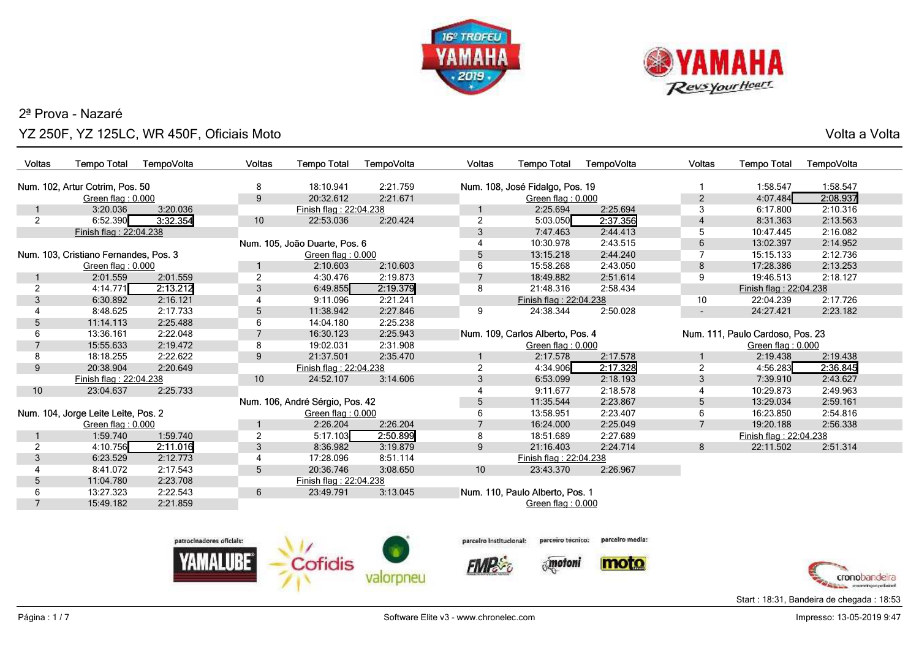## 2ª Prova - Nazaré

## YZ 250F, YZ 125LC, WR 450F, Oficiais Moto

Volta a Volta

### Num. 102, Artur Cotrim, Pos. 50

| Voltas | Tempo Total | TempoVolta |
|---|---|---|
| | Green flag : 0.000 | |
| 1 | 3:20.036 | 3:20.036 |
| 2 | 6:52.390 | **3:32.354** |
| | Finish flag : 22:04.238 | |

### Num. 103, Cristiano Fernandes, Pos. 3

| Voltas | Tempo Total | TempoVolta |
|---|---|---|
| | Green flag : 0.000 | |
| 1 | 2:01.559 | 2:01.559 |
| 2 | 4:14.771 | **2:13.212** |
| 3 | 6:30.892 | 2:16.121 |
| 4 | 8:48.625 | 2:17.733 |
| 5 | 11:14.113 | 2:25.488 |
| 6 | 13:36.161 | 2:22.048 |
| 7 | 15:55.633 | 2:19.472 |
| 8 | 18:18.255 | 2:22.622 |
| 9 | 20:38.904 | 2:20.649 |
| | Finish flag : 22:04.238 | |
| 10 | 23:04.637 | 2:25.733 |

### Num. 104, Jorge Leite Leite, Pos. 2

| Voltas | Tempo Total | TempoVolta |
|---|---|---|
| | Green flag : 0.000 | |
| 1 | 1:59.740 | 1:59.740 |
| 2 | 4:10.756 | **2:11.016** |
| 3 | 6:23.529 | 2:12.773 |
| 4 | 8:41.072 | 2:17.543 |
| 5 | 11:04.780 | 2:23.708 |
| 6 | 13:27.323 | 2:22.543 |
| 7 | 15:49.182 | 2:21.859 |
| 8 | 18:10.941 | 2:21.759 |
| 9 | 20:32.612 | 2:21.671 |
| | Finish flag : 22:04.238 | |
| 10 | 22:53.036 | 2:20.424 |

### Num. 105, João Duarte, Pos. 6

| Voltas | Tempo Total | TempoVolta |
|---|---|---|
| | Green flag : 0.000 | |
| 1 | 2:10.603 | 2:10.603 |
| 2 | 4:30.476 | 2:19.873 |
| 3 | 6:49.855 | **2:19.379** |
| 4 | 9:11.096 | 2:21.241 |
| 5 | 11:38.942 | 2:27.846 |
| 6 | 14:04.180 | 2:25.238 |
| 7 | 16:30.123 | 2:25.943 |
| 8 | 19:02.031 | 2:31.908 |
| 9 | 21:37.501 | 2:35.470 |
| | Finish flag : 22:04.238 | |
| 10 | 24:52.107 | 3:14.606 |

### Num. 106, André Sérgio, Pos. 42

| Voltas | Tempo Total | TempoVolta |
|---|---|---|
| | Green flag : 0.000 | |
| 1 | 2:26.204 | 2:26.204 |
| 2 | 5:17.103 | **2:50.899** |
| 3 | 8:36.982 | 3:19.879 |
| 4 | 17:28.096 | 8:51.114 |
| 5 | 20:36.746 | 3:08.650 |
| | Finish flag : 22:04.238 | |
| 6 | 23:49.791 | 3:13.045 |

### Num. 108, José Fidalgo, Pos. 19

| Voltas | Tempo Total | TempoVolta |
|---|---|---|
| | Green flag : 0.000 | |
| 1 | 2:25.694 | 2:25.694 |
| 2 | 5:03.050 | **2:37.356** |
| 3 | 7:47.463 | 2:44.413 |
| 4 | 10:30.978 | 2:43.515 |
| 5 | 13:15.218 | 2:44.240 |
| 6 | 15:58.268 | 2:43.050 |
| 7 | 18:49.882 | 2:51.614 |
| 8 | 21:48.316 | 2:58.434 |
| | Finish flag : 22:04.238 | |
| 9 | 24:38.344 | 2:50.028 |

### Num. 109, Carlos Alberto, Pos. 4

| Voltas | Tempo Total | TempoVolta |
|---|---|---|
| | Green flag : 0.000 | |
| 1 | 2:17.578 | 2:17.578 |
| 2 | 4:34.906 | **2:17.328** |
| 3 | 6:53.099 | 2:18.193 |
| 4 | 9:11.677 | 2:18.578 |
| 5 | 11:35.544 | 2:23.867 |
| 6 | 13:58.951 | 2:23.407 |
| 7 | 16:24.000 | 2:25.049 |
| 8 | 18:51.689 | 2:27.689 |
| 9 | 21:16.403 | 2:24.714 |
| | Finish flag : 22:04.238 | |
| 10 | 23:43.370 | 2:26.967 |

### Num. 110, Paulo Alberto, Pos. 1

| Voltas | Tempo Total | TempoVolta |
|---|---|---|
| | Green flag : 0.000 | |
| 1 | 1:58.547 | 1:58.547 |
| 2 | 4:07.484 | **2:08.937** |
| 3 | 6:17.800 | 2:10.316 |
| 4 | 8:31.363 | 2:13.563 |
| 5 | 10:47.445 | 2:16.082 |
| 6 | 13:02.397 | 2:14.952 |
| 7 | 15:15.133 | 2:12.736 |
| 8 | 17:28.386 | 2:13.253 |
| 9 | 19:46.513 | 2:18.127 |
| | Finish flag : 22:04.238 | |
| 10 | 22:04.239 | 2:17.726 |
| - | 24:27.421 | 2:23.182 |

### Num. 111, Paulo Cardoso, Pos. 23

| Voltas | Tempo Total | TempoVolta |
|---|---|---|
| | Green flag : 0.000 | |
| 1 | 2:19.438 | 2:19.438 |
| 2 | 4:56.283 | **2:36.845** |
| 3 | 7:39.910 | 2:43.627 |
| 4 | 10:29.873 | 2:49.963 |
| 5 | 13:29.034 | 2:59.161 |
| 6 | 16:23.850 | 2:54.816 |
| 7 | 19:20.188 | 2:56.338 |
| | Finish flag : 22:04.238 | |
| 8 | 22:11.502 | 2:51.314 |

patrocinadores oficiais: YAMALUBE, Cofidis, valorpneu — parceiro institucional: FMP — parceiro técnico: motoni — parceiro media: moto

Start : 18:31, Bandeira de chegada : 18:53

Software Elite v3 - www.chronelec.com

Impresso: 13-05-2019 9:47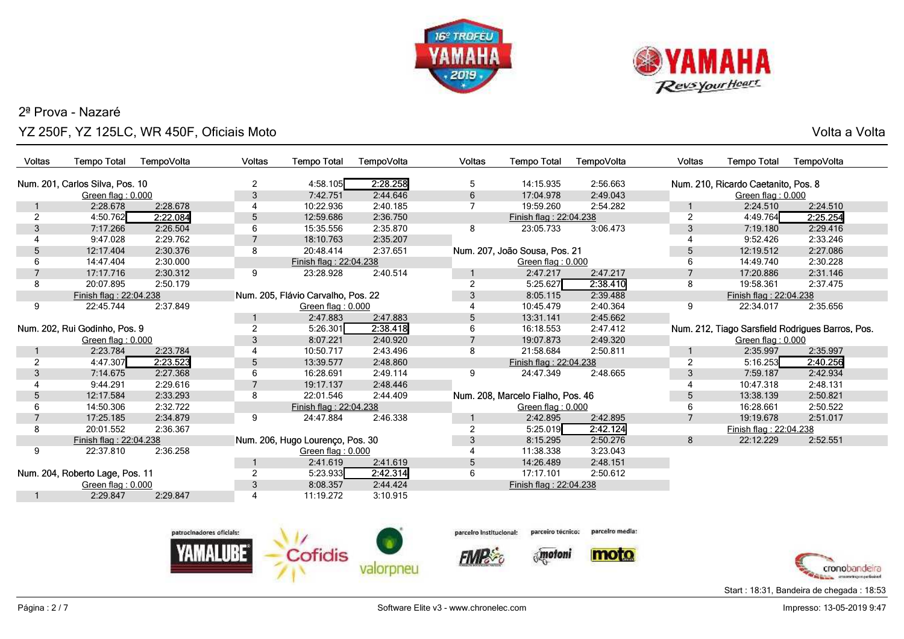## 2ª Prova - Nazaré

### YZ 250F, YZ 125LC, WR 450F, Oficiais Moto

Volta a Volta

**Num. 201, Carlos Silva, Pos. 10**

| Voltas | Tempo Total | TempoVolta |
|---|---|---|
| | Green flag : 0.000 | |
| 1 | 2:28.678 | 2:28.678 |
| 2 | 4:50.762 | 2:22.084 |
| 3 | 7:17.266 | 2:26.504 |
| 4 | 9:47.028 | 2:29.762 |
| 5 | 12:17.404 | 2:30.376 |
| 6 | 14:47.404 | 2:30.000 |
| 7 | 17:17.716 | 2:30.312 |
| 8 | 20:07.895 | 2:50.179 |
| | Finish flag : 22:04.238 | |
| 9 | 22:45.744 | 2:37.849 |

**Num. 202, Rui Godinho, Pos. 9**

| Voltas | Tempo Total | TempoVolta |
|---|---|---|
| | Green flag : 0.000 | |
| 1 | 2:23.784 | 2:23.784 |
| 2 | 4:47.307 | 2:23.523 |
| 3 | 7:14.675 | 2:27.368 |
| 4 | 9:44.291 | 2:29.616 |
| 5 | 12:17.584 | 2:33.293 |
| 6 | 14:50.306 | 2:32.722 |
| 7 | 17:25.185 | 2:34.879 |
| 8 | 20:01.552 | 2:36.367 |
| | Finish flag : 22:04.238 | |
| 9 | 22:37.810 | 2:36.258 |

**Num. 204, Roberto Lage, Pos. 11**

| Voltas | Tempo Total | TempoVolta |
|---|---|---|
| | Green flag : 0.000 | |
| 1 | 2:29.847 | 2:29.847 |
| 2 | 4:58.105 | 2:28.258 |
| 3 | 7:42.751 | 2:44.646 |
| 4 | 10:22.936 | 2:40.185 |
| 5 | 12:59.686 | 2:36.750 |
| 6 | 15:35.556 | 2:35.870 |
| 7 | 18:10.763 | 2:35.207 |
| 8 | 20:48.414 | 2:37.651 |
| | Finish flag : 22:04.238 | |
| 9 | 23:28.928 | 2:40.514 |

**Num. 205, Flávio Carvalho, Pos. 22**

| Voltas | Tempo Total | TempoVolta |
|---|---|---|
| | Green flag : 0.000 | |
| 1 | 2:47.883 | 2:47.883 |
| 2 | 5:26.301 | 2:38.418 |
| 3 | 8:07.221 | 2:40.920 |
| 4 | 10:50.717 | 2:43.496 |
| 5 | 13:39.577 | 2:48.860 |
| 6 | 16:28.691 | 2:49.114 |
| 7 | 19:17.137 | 2:48.446 |
| 8 | 22:01.546 | 2:44.409 |
| | Finish flag : 22:04.238 | |
| 9 | 24:47.884 | 2:46.338 |

**Num. 206, Hugo Lourenço, Pos. 30**

| Voltas | Tempo Total | TempoVolta |
|---|---|---|
| | Green flag : 0.000 | |
| 1 | 2:41.619 | 2:41.619 |
| 2 | 5:23.933 | 2:42.314 |
| 3 | 8:08.357 | 2:44.424 |
| 4 | 11:19.272 | 3:10.915 |
| 5 | 14:15.935 | 2:56.663 |
| 6 | 17:04.978 | 2:49.043 |
| 7 | 19:59.260 | 2:54.282 |
| | Finish flag : 22:04.238 | |
| 8 | 23:05.733 | 3:06.473 |

**Num. 207, João Sousa, Pos. 21**

| Voltas | Tempo Total | TempoVolta |
|---|---|---|
| | Green flag : 0.000 | |
| 1 | 2:47.217 | 2:47.217 |
| 2 | 5:25.627 | 2:38.410 |
| 3 | 8:05.115 | 2:39.488 |
| 4 | 10:45.479 | 2:40.364 |
| 5 | 13:31.141 | 2:45.662 |
| 6 | 16:18.553 | 2:47.412 |
| 7 | 19:07.873 | 2:49.320 |
| 8 | 21:58.684 | 2:50.811 |
| | Finish flag : 22:04.238 | |
| 9 | 24:47.349 | 2:48.665 |

**Num. 208, Marcelo Fialho, Pos. 46**

| Voltas | Tempo Total | TempoVolta |
|---|---|---|
| | Green flag : 0.000 | |
| 1 | 2:42.895 | 2:42.895 |
| 2 | 5:25.019 | 2:42.124 |
| 3 | 8:15.295 | 2:50.276 |
| 4 | 11:38.338 | 3:23.043 |
| 5 | 14:26.489 | 2:48.151 |
| 6 | 17:17.101 | 2:50.612 |
| | Finish flag : 22:04.238 | |

**Num. 210, Ricardo Caetanito, Pos. 8**

| Voltas | Tempo Total | TempoVolta |
|---|---|---|
| | Green flag : 0.000 | |
| 1 | 2:24.510 | 2:24.510 |
| 2 | 4:49.764 | 2:25.254 |
| 3 | 7:19.180 | 2:29.416 |
| 4 | 9:52.426 | 2:33.246 |
| 5 | 12:19.512 | 2:27.086 |
| 6 | 14:49.740 | 2:30.228 |
| 7 | 17:20.886 | 2:31.146 |
| 8 | 19:58.361 | 2:37.475 |
| | Finish flag : 22:04.238 | |
| 9 | 22:34.017 | 2:35.656 |

**Num. 212, Tiago Sarsfield Rodrigues Barros, Pos.**

| Voltas | Tempo Total | TempoVolta |
|---|---|---|
| | Green flag : 0.000 | |
| 1 | 2:35.997 | 2:35.997 |
| 2 | 5:16.253 | 2:40.256 |
| 3 | 7:59.187 | 2:42.934 |
| 4 | 10:47.318 | 2:48.131 |
| 5 | 13:38.139 | 2:50.821 |
| 6 | 16:28.661 | 2:50.522 |
| 7 | 19:19.678 | 2:51.017 |
| | Finish flag : 22:04.238 | |
| 8 | 22:12.229 | 2:52.551 |

patrocinadores oficiais: YAMALUBE, Cofidis, valorpneu — parceiro institucional: FMP — parceiro técnico: motoni — parceiro media: moto

Start : 18:31, Bandeira de chegada : 18:53

Software Elite v3 - www.chronelec.com

Impresso: 13-05-2019 9:47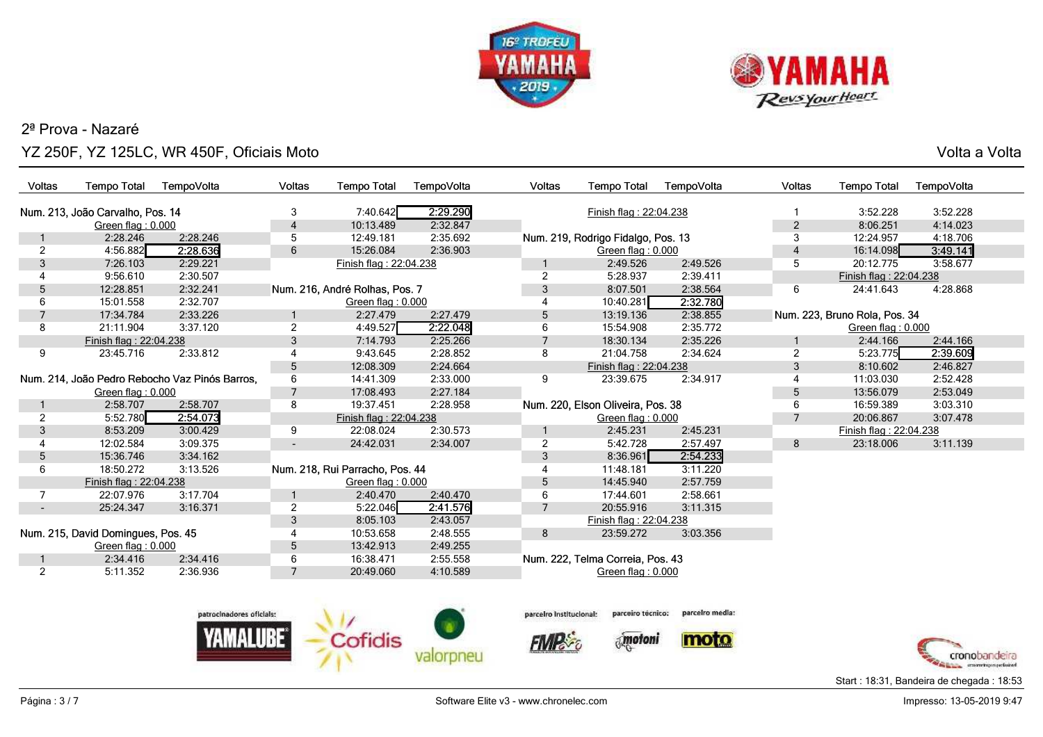## 2ª Prova - Nazaré

### YZ 250F, YZ 125LC, WR 450F, Oficiais Moto

Volta a Volta

**Num. 213, João Carvalho, Pos. 14**

Green flag : 0.000

| Voltas | Tempo Total | TempoVolta |
|---|---|---|
| 1 | 2:28.246 | 2:28.246 |
| 2 | 4:56.882 | **2:28.636** |
| 3 | 7:26.103 | 2:29.221 |
| 4 | 9:56.610 | 2:30.507 |
| 5 | 12:28.851 | 2:32.241 |
| 6 | 15:01.558 | 2:32.707 |
| 7 | 17:34.784 | 2:33.226 |
| 8 | 21:11.904 | 3:37.120 |
| Finish flag : 22:04.238 | | |
| 9 | 23:45.716 | 2:33.812 |

**Num. 214, João Pedro Rebocho Vaz Pinós Barros,**

Green flag : 0.000

| Voltas | Tempo Total | TempoVolta |
|---|---|---|
| 1 | 2:58.707 | 2:58.707 |
| 2 | 5:52.780 | **2:54.073** |
| 3 | 8:53.209 | 3:00.429 |
| 4 | 12:02.584 | 3:09.375 |
| 5 | 15:36.746 | 3:34.162 |
| 6 | 18:50.272 | 3:13.526 |
| Finish flag : 22:04.238 | | |
| 7 | 22:07.976 | 3:17.704 |
| - | 25:24.347 | 3:16.371 |

**Num. 215, David Domingues, Pos. 45**

Green flag : 0.000

| Voltas | Tempo Total | TempoVolta |
|---|---|---|
| 1 | 2:34.416 | 2:34.416 |
| 2 | 5:11.352 | 2:36.936 |
| 3 | 7:40.642 | **2:29.290** |
| 4 | 10:13.489 | 2:32.847 |
| 5 | 12:49.181 | 2:35.692 |
| 6 | 15:26.084 | 2:36.903 |
| Finish flag : 22:04.238 | | |

**Num. 216, André Rolhas, Pos. 7**

Green flag : 0.000

| Voltas | Tempo Total | TempoVolta |
|---|---|---|
| 1 | 2:27.479 | 2:27.479 |
| 2 | 4:49.527 | **2:22.048** |
| 3 | 7:14.793 | 2:25.266 |
| 4 | 9:43.645 | 2:28.852 |
| 5 | 12:08.309 | 2:24.664 |
| 6 | 14:41.309 | 2:33.000 |
| 7 | 17:08.493 | 2:27.184 |
| 8 | 19:37.451 | 2:28.958 |
| Finish flag : 22:04.238 | | |
| 9 | 22:08.024 | 2:30.573 |
| - | 24:42.031 | 2:34.007 |

**Num. 218, Rui Parracho, Pos. 44**

Green flag : 0.000

| Voltas | Tempo Total | TempoVolta |
|---|---|---|
| 1 | 2:40.470 | 2:40.470 |
| 2 | 5:22.046 | **2:41.576** |
| 3 | 8:05.103 | 2:43.057 |
| 4 | 10:53.658 | 2:48.555 |
| 5 | 13:42.913 | 2:49.255 |
| 6 | 16:38.471 | 2:55.558 |
| 7 | 20:49.060 | 4:10.589 |
| Finish flag : 22:04.238 | | |

**Num. 219, Rodrigo Fidalgo, Pos. 13**

Green flag : 0.000

| Voltas | Tempo Total | TempoVolta |
|---|---|---|
| 1 | 2:49.526 | 2:49.526 |
| 2 | 5:28.937 | 2:39.411 |
| 3 | 8:07.501 | 2:38.564 |
| 4 | 10:40.281 | **2:32.780** |
| 5 | 13:19.136 | 2:38.855 |
| 6 | 15:54.908 | 2:35.772 |
| 7 | 18:30.134 | 2:35.226 |
| 8 | 21:04.758 | 2:34.624 |
| Finish flag : 22:04.238 | | |
| 9 | 23:39.675 | 2:34.917 |

**Num. 220, Elson Oliveira, Pos. 38**

Green flag : 0.000

| Voltas | Tempo Total | TempoVolta |
|---|---|---|
| 1 | 2:45.231 | 2:45.231 |
| 2 | 5:42.728 | 2:57.497 |
| 3 | 8:36.961 | **2:54.233** |
| 4 | 11:48.181 | 3:11.220 |
| 5 | 14:45.940 | 2:57.759 |
| 6 | 17:44.601 | 2:58.661 |
| 7 | 20:55.916 | 3:11.315 |
| Finish flag : 22:04.238 | | |
| 8 | 23:59.272 | 3:03.356 |

**Num. 222, Telma Correia, Pos. 43**

Green flag : 0.000

| Voltas | Tempo Total | TempoVolta |
|---|---|---|
| 1 | 3:52.228 | 3:52.228 |
| 2 | 8:06.251 | 4:14.023 |
| 3 | 12:24.957 | 4:18.706 |
| 4 | 16:14.098 | **3:49.141** |
| 5 | 20:12.775 | 3:58.677 |
| Finish flag : 22:04.238 | | |
| 6 | 24:41.643 | 4:28.868 |

**Num. 223, Bruno Rola, Pos. 34**

Green flag : 0.000

| Voltas | Tempo Total | TempoVolta |
|---|---|---|
| 1 | 2:44.166 | 2:44.166 |
| 2 | 5:23.775 | **2:39.609** |
| 3 | 8:10.602 | 2:46.827 |
| 4 | 11:03.030 | 2:52.428 |
| 5 | 13:56.079 | 2:53.049 |
| 6 | 16:59.389 | 3:03.310 |
| 7 | 20:06.867 | 3:07.478 |
| Finish flag : 22:04.238 | | |
| 8 | 23:18.006 | 3:11.139 |

patrocinadores oficiais: YAMALUBE, Cofidis, valorpneu — parceiro institucional: FMP — parceiro técnico: motoni — parceiro media: moto

Start : 18:31, Bandeira de chegada : 18:53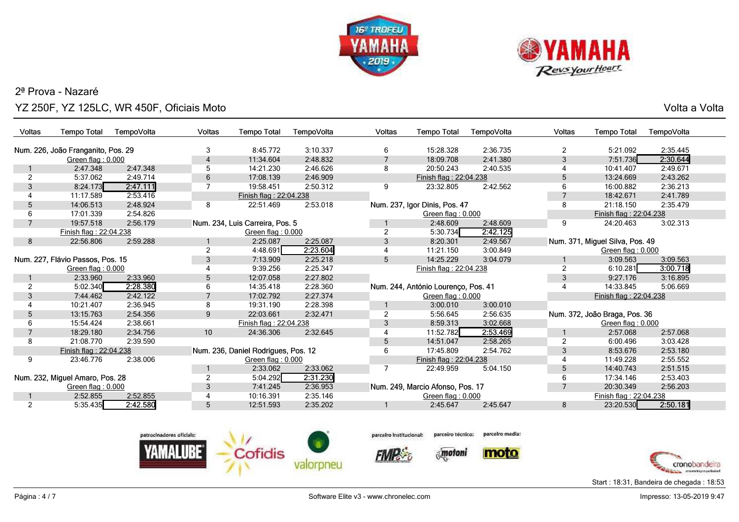## 2ª Prova - Nazaré

### YZ 250F, YZ 125LC, WR 450F, Oficiais Moto

Volta a Volta

**Num. 226, João Franganito, Pos. 29**

| Voltas | Tempo Total | TempoVolta |
|---|---|---|
| | Green flag : 0.000 | |
| 1 | 2:47.348 | 2:47.348 |
| 2 | 5:37.062 | 2:49.714 |
| 3 | 8:24.173 | **2:47.111** |
| 4 | 11:17.589 | 2:53.416 |
| 5 | 14:06.513 | 2:48.924 |
| 6 | 17:01.339 | 2:54.826 |
| 7 | 19:57.518 | 2:56.179 |
| | Finish flag : 22:04.238 | |
| 8 | 22:56.806 | 2:59.288 |

**Num. 227, Flávio Passos, Pos. 15**

| Voltas | Tempo Total | TempoVolta |
|---|---|---|
| | Green flag : 0.000 | |
| 1 | 2:33.960 | 2:33.960 |
| 2 | 5:02.340 | **2:28.380** |
| 3 | 7:44.462 | 2:42.122 |
| 4 | 10:21.407 | 2:36.945 |
| 5 | 13:15.763 | 2:54.356 |
| 6 | 15:54.424 | 2:38.661 |
| 7 | 18:29.180 | 2:34.756 |
| 8 | 21:08.770 | 2:39.590 |
| | Finish flag : 22:04.238 | |
| 9 | 23:46.776 | 2:38.006 |

**Num. 232, Miguel Amaro, Pos. 28**

| Voltas | Tempo Total | TempoVolta |
|---|---|---|
| | Green flag : 0.000 | |
| 1 | 2:52.855 | 2:52.855 |
| 2 | 5:35.435 | **2:42.580** |
| 3 | 8:45.772 | 3:10.337 |
| 4 | 11:34.604 | 2:48.832 |
| 5 | 14:21.230 | 2:46.626 |
| 6 | 17:08.139 | 2:46.909 |
| 7 | 19:58.451 | 2:50.312 |
| | Finish flag : 22:04.238 | |
| 8 | 22:51.469 | 2:53.018 |

**Num. 234, Luis Carreira, Pos. 5**

| Voltas | Tempo Total | TempoVolta |
|---|---|---|
| | Green flag : 0.000 | |
| 1 | 2:25.087 | 2:25.087 |
| 2 | 4:48.691 | **2:23.604** |
| 3 | 7:13.909 | 2:25.218 |
| 4 | 9:39.256 | 2:25.347 |
| 5 | 12:07.058 | 2:27.802 |
| 6 | 14:35.418 | 2:28.360 |
| 7 | 17:02.792 | 2:27.374 |
| 8 | 19:31.190 | 2:28.398 |
| 9 | 22:03.661 | 2:32.471 |
| | Finish flag : 22:04.238 | |
| 10 | 24:36.306 | 2:32.645 |

**Num. 236, Daniel Rodrigues, Pos. 12**

| Voltas | Tempo Total | TempoVolta |
|---|---|---|
| | Green flag : 0.000 | |
| 1 | 2:33.062 | 2:33.062 |
| 2 | 5:04.292 | **2:31.230** |
| 3 | 7:41.245 | 2:36.953 |
| 4 | 10:16.391 | 2:35.146 |
| 5 | 12:51.593 | 2:35.202 |
| 6 | 15:28.328 | 2:36.735 |
| 7 | 18:09.708 | 2:41.380 |
| 8 | 20:50.243 | 2:40.535 |
| | Finish flag : 22:04.238 | |
| 9 | 23:32.805 | 2:42.562 |

**Num. 237, Igor Dinis, Pos. 47**

| Voltas | Tempo Total | TempoVolta |
|---|---|---|
| | Green flag : 0.000 | |
| 1 | 2:48.609 | 2:48.609 |
| 2 | 5:30.734 | **2:42.125** |
| 3 | 8:20.301 | 2:49.567 |
| 4 | 11:21.150 | 3:00.849 |
| 5 | 14:25.229 | 3:04.079 |
| | Finish flag : 22:04.238 | |

**Num. 244, António Lourenço, Pos. 41**

| Voltas | Tempo Total | TempoVolta |
|---|---|---|
| | Green flag : 0.000 | |
| 1 | 3:00.010 | 3:00.010 |
| 2 | 5:56.645 | 2:56.635 |
| 3 | 8:59.313 | 3:02.668 |
| 4 | 11:52.782 | **2:53.469** |
| 5 | 14:51.047 | 2:58.265 |
| 6 | 17:45.809 | 2:54.762 |
| | Finish flag : 22:04.238 | |
| 7 | 22:49.959 | 5:04.150 |

**Num. 249, Marcio Afonso, Pos. 17**

| Voltas | Tempo Total | TempoVolta |
|---|---|---|
| | Green flag : 0.000 | |
| 1 | 2:45.647 | 2:45.647 |
| 2 | 5:21.092 | 2:35.445 |
| 3 | 7:51.736 | **2:30.644** |
| 4 | 10:41.407 | 2:49.671 |
| 5 | 13:24.669 | 2:43.262 |
| 6 | 16:00.882 | 2:36.213 |
| 7 | 18:42.671 | 2:41.789 |
| 8 | 21:18.150 | 2:35.479 |
| | Finish flag : 22:04.238 | |
| 9 | 24:20.463 | 3:02.313 |

**Num. 371, Miguel Silva, Pos. 49**

| Voltas | Tempo Total | TempoVolta |
|---|---|---|
| | Green flag : 0.000 | |
| 1 | 3:09.563 | 3:09.563 |
| 2 | 6:10.281 | **3:00.718** |
| 3 | 9:27.176 | 3:16.895 |
| 4 | 14:33.845 | 5:06.669 |
| | Finish flag : 22:04.238 | |

**Num. 372, João Braga, Pos. 36**

| Voltas | Tempo Total | TempoVolta |
|---|---|---|
| | Green flag : 0.000 | |
| 1 | 2:57.068 | 2:57.068 |
| 2 | 6:00.496 | 3:03.428 |
| 3 | 8:53.676 | 2:53.180 |
| 4 | 11:49.228 | 2:55.552 |
| 5 | 14:40.743 | 2:51.515 |
| 6 | 17:34.146 | 2:53.403 |
| 7 | 20:30.349 | 2:56.203 |
| | Finish flag : 22:04.238 | |
| 8 | 23:20.530 | **2:50.181** |

Start : 18:31, Bandeira de chegada : 18:53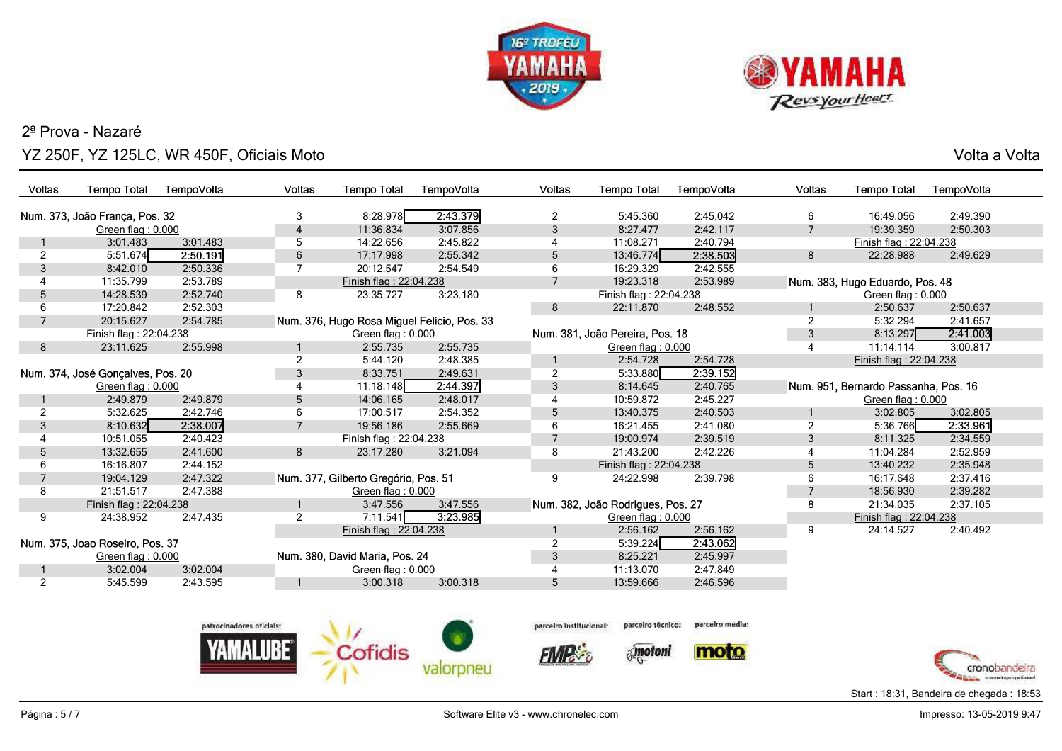2ª Prova - Nazaré

YZ 250F, YZ 125LC, WR 450F, Oficiais Moto

Volta a Volta

### Num. 373, João França, Pos. 32

| Voltas | Tempo Total | TempoVolta |
|---|---|---|
| | Green flag : 0.000 | |
| 1 | 3:01.483 | 3:01.483 |
| 2 | 5:51.674 | 2:50.191 |
| 3 | 8:42.010 | 2:50.336 |
| 4 | 11:35.799 | 2:53.789 |
| 5 | 14:28.539 | 2:52.740 |
| 6 | 17:20.842 | 2:52.303 |
| 7 | 20:15.627 | 2:54.785 |
| | Finish flag : 22:04.238 | |
| 8 | 23:11.625 | 2:55.998 |

### Num. 374, José Gonçalves, Pos. 20

| Voltas | Tempo Total | TempoVolta |
|---|---|---|
| | Green flag : 0.000 | |
| 1 | 2:49.879 | 2:49.879 |
| 2 | 5:32.625 | 2:42.746 |
| 3 | 8:10.632 | 2:38.007 |
| 4 | 10:51.055 | 2:40.423 |
| 5 | 13:32.655 | 2:41.600 |
| 6 | 16:16.807 | 2:44.152 |
| 7 | 19:04.129 | 2:47.322 |
| 8 | 21:51.517 | 2:47.388 |
| | Finish flag : 22:04.238 | |
| 9 | 24:38.952 | 2:47.435 |

### Num. 375, Joao Roseiro, Pos. 37

| Voltas | Tempo Total | TempoVolta |
|---|---|---|
| | Green flag : 0.000 | |
| 1 | 3:02.004 | 3:02.004 |
| 2 | 5:45.599 | 2:43.595 |
| 3 | 8:28.978 | 2:43.379 |
| 4 | 11:36.834 | 3:07.856 |
| 5 | 14:22.656 | 2:45.822 |
| 6 | 17:17.998 | 2:55.342 |
| 7 | 20:12.547 | 2:54.549 |
| | Finish flag : 22:04.238 | |
| 8 | 23:35.727 | 3:23.180 |

### Num. 376, Hugo Rosa Miguel Felício, Pos. 33

| Voltas | Tempo Total | TempoVolta |
|---|---|---|
| | Green flag : 0.000 | |
| 1 | 2:55.735 | 2:55.735 |
| 2 | 5:44.120 | 2:48.385 |
| 3 | 8:33.751 | 2:49.631 |
| 4 | 11:18.148 | 2:44.397 |
| 5 | 14:06.165 | 2:48.017 |
| 6 | 17:00.517 | 2:54.352 |
| 7 | 19:56.186 | 2:55.669 |
| | Finish flag : 22:04.238 | |
| 8 | 23:17.280 | 3:21.094 |

### Num. 377, Gilberto Gregório, Pos. 51

| Voltas | Tempo Total | TempoVolta |
|---|---|---|
| | Green flag : 0.000 | |
| 1 | 3:47.556 | 3:47.556 |
| 2 | 7:11.541 | 3:23.985 |
| | Finish flag : 22:04.238 | |

### Num. 380, David Maria, Pos. 24

| Voltas | Tempo Total | TempoVolta |
|---|---|---|
| | Green flag : 0.000 | |
| 1 | 3:00.318 | 3:00.318 |
| 2 | 5:45.360 | 2:45.042 |
| 3 | 8:27.477 | 2:42.117 |
| 4 | 11:08.271 | 2:40.794 |
| 5 | 13:46.774 | 2:38.503 |
| 6 | 16:29.329 | 2:42.555 |
| 7 | 19:23.318 | 2:53.989 |
| | Finish flag : 22:04.238 | |
| 8 | 22:11.870 | 2:48.552 |

### Num. 381, João Pereira, Pos. 18

| Voltas | Tempo Total | TempoVolta |
|---|---|---|
| | Green flag : 0.000 | |
| 1 | 2:54.728 | 2:54.728 |
| 2 | 5:33.880 | 2:39.152 |
| 3 | 8:14.645 | 2:40.765 |
| 4 | 10:59.872 | 2:45.227 |
| 5 | 13:40.375 | 2:40.503 |
| 6 | 16:21.455 | 2:41.080 |
| 7 | 19:00.974 | 2:39.519 |
| 8 | 21:43.200 | 2:42.226 |
| | Finish flag : 22:04.238 | |
| 9 | 24:22.998 | 2:39.798 |

### Num. 382, João Rodrigues, Pos. 27

| Voltas | Tempo Total | TempoVolta |
|---|---|---|
| | Green flag : 0.000 | |
| 1 | 2:56.162 | 2:56.162 |
| 2 | 5:39.224 | 2:43.062 |
| 3 | 8:25.221 | 2:45.997 |
| 4 | 11:13.070 | 2:47.849 |
| 5 | 13:59.666 | 2:46.596 |
| 6 | 16:49.056 | 2:49.390 |
| 7 | 19:39.359 | 2:50.303 |
| | Finish flag : 22:04.238 | |
| 8 | 22:28.988 | 2:49.629 |

### Num. 383, Hugo Eduardo, Pos. 48

| Voltas | Tempo Total | TempoVolta |
|---|---|---|
| | Green flag : 0.000 | |
| 1 | 2:50.637 | 2:50.637 |
| 2 | 5:32.294 | 2:41.657 |
| 3 | 8:13.297 | 2:41.003 |
| 4 | 11:14.114 | 3:00.817 |
| | Finish flag : 22:04.238 | |

### Num. 951, Bernardo Passanha, Pos. 16

| Voltas | Tempo Total | TempoVolta |
|---|---|---|
| | Green flag : 0.000 | |
| 1 | 3:02.805 | 3:02.805 |
| 2 | 5:36.766 | 2:33.961 |
| 3 | 8:11.325 | 2:34.559 |
| 4 | 11:04.284 | 2:52.959 |
| 5 | 13:40.232 | 2:35.948 |
| 6 | 16:17.648 | 2:37.416 |
| 7 | 18:56.930 | 2:39.282 |
| 8 | 21:34.035 | 2:37.105 |
| | Finish flag : 22:04.238 | |
| 9 | 24:14.527 | 2:40.492 |

patrocinadores oficiais: YAMALUBE, Cofidis, valorpneu — parceiro institucional: FMP — parceiro técnico: motoni — parceiro media: moto

Start : 18:31, Bandeira de chegada : 18:53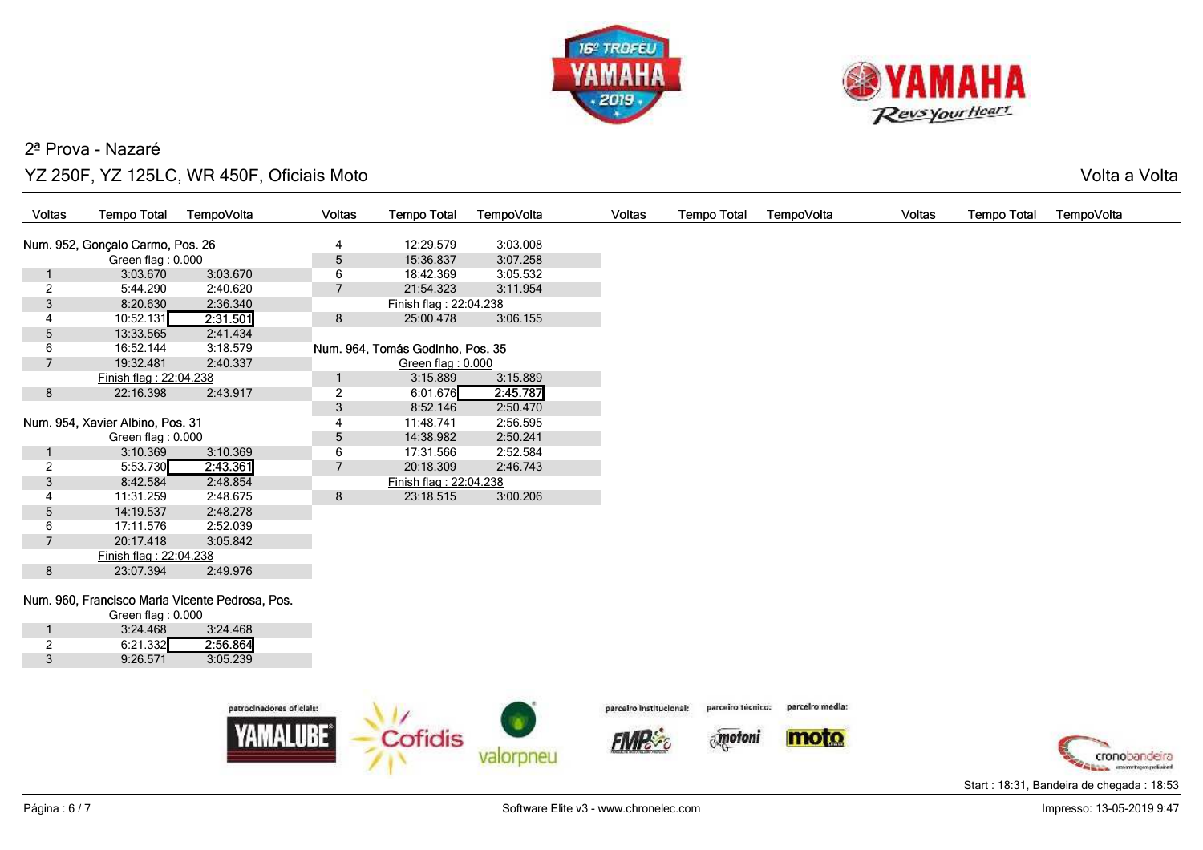2ª Prova - Nazaré

YZ 250F, YZ 125LC, WR 450F, Oficiais Moto

Volta a Volta

### Num. 952, Gonçalo Carmo, Pos. 26

| Voltas | Tempo Total | TempoVolta |
|---|---|---|
| | Green flag : 0.000 | |
| 1 | 3:03.670 | 3:03.670 |
| 2 | 5:44.290 | 2:40.620 |
| 3 | 8:20.630 | 2:36.340 |
| 4 | 10:52.131 | **2:31.501** |
| 5 | 13:33.565 | 2:41.434 |
| 6 | 16:52.144 | 3:18.579 |
| 7 | 19:32.481 | 2:40.337 |
| | Finish flag : 22:04.238 | |
| 8 | 22:16.398 | 2:43.917 |

### Num. 954, Xavier Albino, Pos. 31

| Voltas | Tempo Total | TempoVolta |
|---|---|---|
| | Green flag : 0.000 | |
| 1 | 3:10.369 | 3:10.369 |
| 2 | 5:53.730 | **2:43.361** |
| 3 | 8:42.584 | 2:48.854 |
| 4 | 11:31.259 | 2:48.675 |
| 5 | 14:19.537 | 2:48.278 |
| 6 | 17:11.576 | 2:52.039 |
| 7 | 20:17.418 | 3:05.842 |
| | Finish flag : 22:04.238 | |
| 8 | 23:07.394 | 2:49.976 |

### Num. 960, Francisco Maria Vicente Pedrosa, Pos.

| Voltas | Tempo Total | TempoVolta |
|---|---|---|
| | Green flag : 0.000 | |
| 1 | 3:24.468 | 3:24.468 |
| 2 | 6:21.332 | **2:56.864** |
| 3 | 9:26.571 | 3:05.239 |
| 4 | 12:29.579 | 3:03.008 |
| 5 | 15:36.837 | 3:07.258 |
| 6 | 18:42.369 | 3:05.532 |
| 7 | 21:54.323 | 3:11.954 |
| | Finish flag : 22:04.238 | |
| 8 | 25:00.478 | 3:06.155 |

### Num. 964, Tomás Godinho, Pos. 35

| Voltas | Tempo Total | TempoVolta |
|---|---|---|
| | Green flag : 0.000 | |
| 1 | 3:15.889 | 3:15.889 |
| 2 | 6:01.676 | **2:45.787** |
| 3 | 8:52.146 | 2:50.470 |
| 4 | 11:48.741 | 2:56.595 |
| 5 | 14:38.982 | 2:50.241 |
| 6 | 17:31.566 | 2:52.584 |
| 7 | 20:18.309 | 2:46.743 |
| | Finish flag : 22:04.238 | |
| 8 | 23:18.515 | 3:00.206 |

patrocinadores oficiais: parceiro institucional: parceiro técnico: parceiro media:

Start : 18:31, Bandeira de chegada : 18:53

Software Elite v3 - www.chronelec.com

Impresso: 13-05-2019 9:47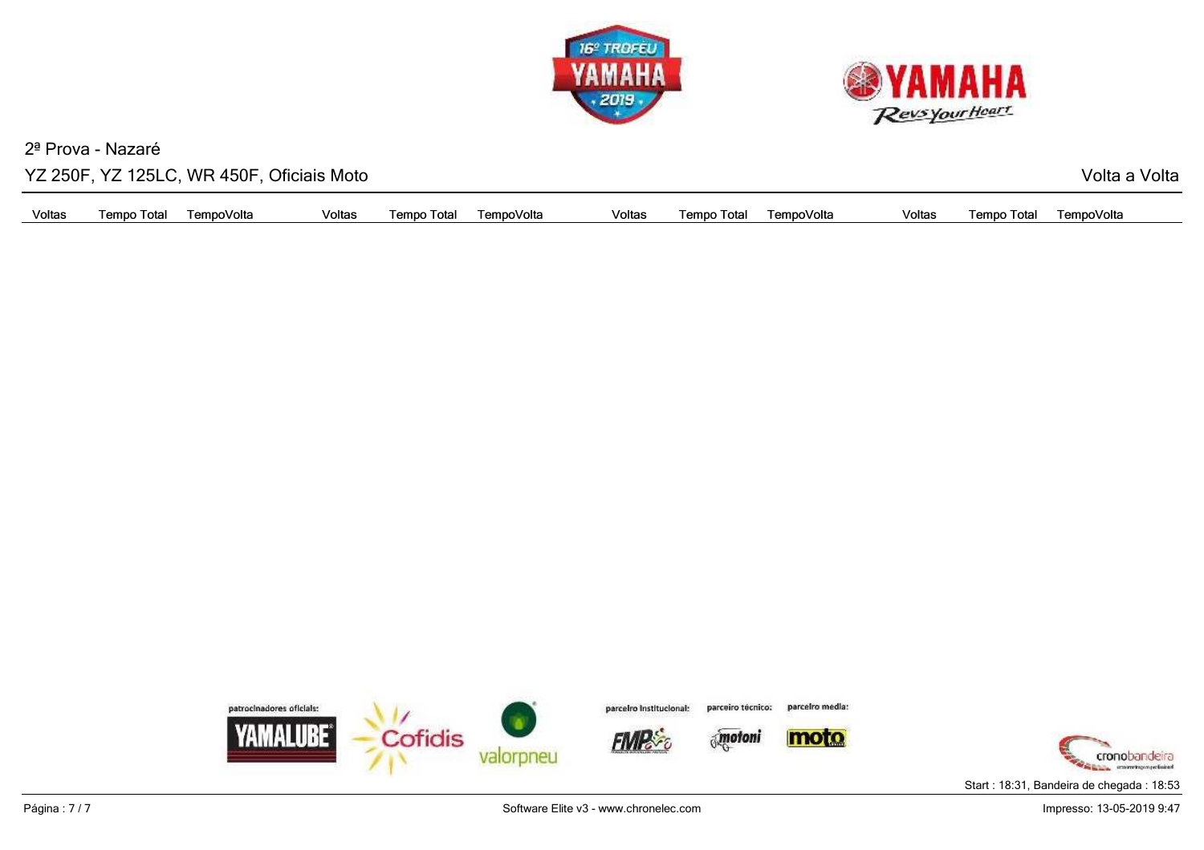2ª Prova - Nazaré

YZ 250F, YZ 125LC, WR 450F, Oficiais Moto

Volta a Volta

| Voltas | Tempo Total | TempoVolta | Voltas | Tempo Total | TempoVolta | Voltas | Tempo Total | TempoVolta | Voltas | Tempo Total | TempoVolta |
|---|---|---|---|---|---|---|---|---|---|---|---|

patrocinadores oficiais: YAMALUBE Cofidis valorpneu

parceiro institucional: FMP

parceiro técnico: motoni

parceiro media: moto

cronobandeira

Start : 18:31, Bandeira de chegada : 18:53

Software Elite v3 - www.chronelec.com

Impresso: 13-05-2019 9:47